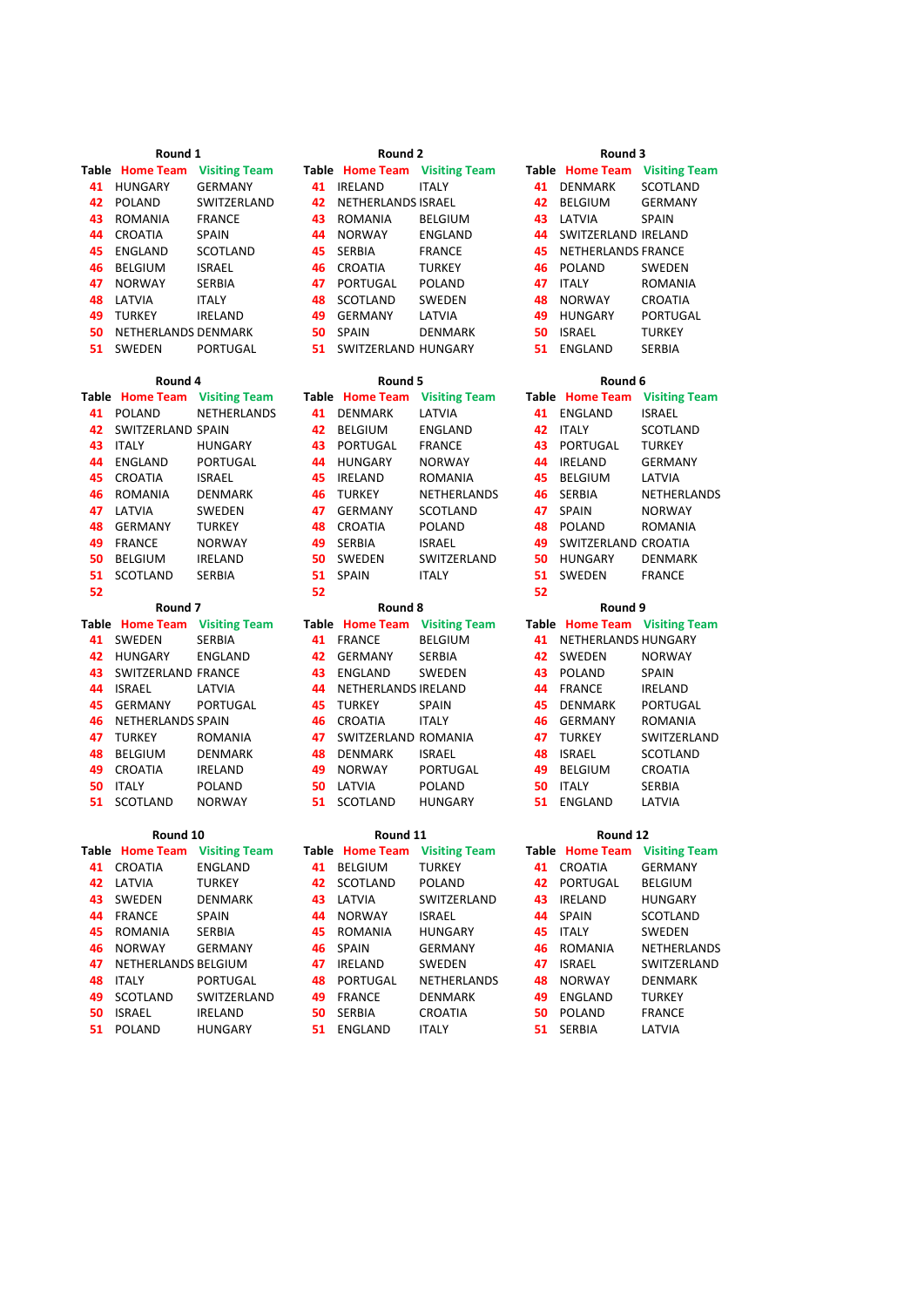### Round 1

| Table | Home Team | Visiting Team |
|---|---|---|
| 41 | HUNGARY | GERMANY |
| 42 | POLAND | SWITZERLAND |
| 43 | ROMANIA | FRANCE |
| 44 | CROATIA | SPAIN |
| 45 | ENGLAND | SCOTLAND |
| 46 | BELGIUM | ISRAEL |
| 47 | NORWAY | SERBIA |
| 48 | LATVIA | ITALY |
| 49 | TURKEY | IRELAND |
| 50 | NETHERLANDS | DENMARK |
| 51 | SWEDEN | PORTUGAL |

### Round 2

| Table | Home Team | Visiting Team |
|---|---|---|
| 41 | IRELAND | ITALY |
| 42 | NETHERLANDS | ISRAEL |
| 43 | ROMANIA | BELGIUM |
| 44 | NORWAY | ENGLAND |
| 45 | SERBIA | FRANCE |
| 46 | CROATIA | TURKEY |
| 47 | PORTUGAL | POLAND |
| 48 | SCOTLAND | SWEDEN |
| 49 | GERMANY | LATVIA |
| 50 | SPAIN | DENMARK |
| 51 | SWITZERLAND | HUNGARY |

### Round 3

| Table | Home Team | Visiting Team |
|---|---|---|
| 41 | DENMARK | SCOTLAND |
| 42 | BELGIUM | GERMANY |
| 43 | LATVIA | SPAIN |
| 44 | SWITZERLAND | IRELAND |
| 45 | NETHERLANDS | FRANCE |
| 46 | POLAND | SWEDEN |
| 47 | ITALY | ROMANIA |
| 48 | NORWAY | CROATIA |
| 49 | HUNGARY | PORTUGAL |
| 50 | ISRAEL | TURKEY |
| 51 | ENGLAND | SERBIA |

### Round 4

| Table | Home Team | Visiting Team |
|---|---|---|
| 41 | POLAND | NETHERLANDS |
| 42 | SWITZERLAND | SPAIN |
| 43 | ITALY | HUNGARY |
| 44 | ENGLAND | PORTUGAL |
| 45 | CROATIA | ISRAEL |
| 46 | ROMANIA | DENMARK |
| 47 | LATVIA | SWEDEN |
| 48 | GERMANY | TURKEY |
| 49 | FRANCE | NORWAY |
| 50 | BELGIUM | IRELAND |
| 51 | SCOTLAND | SERBIA |
| 52 | | |

### Round 5

| Table | Home Team | Visiting Team |
|---|---|---|
| 41 | DENMARK | LATVIA |
| 42 | BELGIUM | ENGLAND |
| 43 | PORTUGAL | FRANCE |
| 44 | HUNGARY | NORWAY |
| 45 | IRELAND | ROMANIA |
| 46 | TURKEY | NETHERLANDS |
| 47 | GERMANY | SCOTLAND |
| 48 | CROATIA | POLAND |
| 49 | SERBIA | ISRAEL |
| 50 | SWEDEN | SWITZERLAND |
| 51 | SPAIN | ITALY |
| 52 | | |

### Round 6

| Table | Home Team | Visiting Team |
|---|---|---|
| 41 | ENGLAND | ISRAEL |
| 42 | ITALY | SCOTLAND |
| 43 | PORTUGAL | TURKEY |
| 44 | IRELAND | GERMANY |
| 45 | BELGIUM | LATVIA |
| 46 | SERBIA | NETHERLANDS |
| 47 | SPAIN | NORWAY |
| 48 | POLAND | ROMANIA |
| 49 | SWITZERLAND | CROATIA |
| 50 | HUNGARY | DENMARK |
| 51 | SWEDEN | FRANCE |
| 52 | | |

### Round 7

| Table | Home Team | Visiting Team |
|---|---|---|
| 41 | SWEDEN | SERBIA |
| 42 | HUNGARY | ENGLAND |
| 43 | SWITZERLAND | FRANCE |
| 44 | ISRAEL | LATVIA |
| 45 | GERMANY | PORTUGAL |
| 46 | NETHERLANDS | SPAIN |
| 47 | TURKEY | ROMANIA |
| 48 | BELGIUM | DENMARK |
| 49 | CROATIA | IRELAND |
| 50 | ITALY | POLAND |
| 51 | SCOTLAND | NORWAY |

### Round 8

| Table | Home Team | Visiting Team |
|---|---|---|
| 41 | BELGIUM | FRANCE |
| 42 | GERMANY | SERBIA |
| 43 | ENGLAND | SWEDEN |
| 44 | NETHERLANDS | IRELAND |
| 45 | TURKEY | SPAIN |
| 46 | CROATIA | ITALY |
| 47 | SWITZERLAND | ROMANIA |
| 48 | DENMARK | ISRAEL |
| 49 | NORWAY | PORTUGAL |
| 50 | LATVIA | POLAND |
| 51 | SCOTLAND | HUNGARY |

### Round 9

| Table | Home Team | Visiting Team |
|---|---|---|
| 41 | NETHERLANDS | HUNGARY |
| 42 | SWEDEN | NORWAY |
| 43 | POLAND | SPAIN |
| 44 | FRANCE | IRELAND |
| 45 | DENMARK | PORTUGAL |
| 46 | GERMANY | ROMANIA |
| 47 | TURKEY | SWITZERLAND |
| 48 | ISRAEL | SCOTLAND |
| 49 | BELGIUM | CROATIA |
| 50 | ITALY | SERBIA |
| 51 | ENGLAND | LATVIA |

### Round 10

| Table | Home Team | Visiting Team |
|---|---|---|
| 41 | CROATIA | ENGLAND |
| 42 | LATVIA | TURKEY |
| 43 | SWEDEN | DENMARK |
| 44 | FRANCE | SPAIN |
| 45 | ROMANIA | SERBIA |
| 46 | NORWAY | GERMANY |
| 47 | NETHERLANDS | BELGIUM |
| 48 | ITALY | PORTUGAL |
| 49 | SCOTLAND | SWITZERLAND |
| 50 | ISRAEL | IRELAND |
| 51 | POLAND | HUNGARY |

### Round 11

| Table | Home Team | Visiting Team |
|---|---|---|
| 41 | BELGIUM | TURKEY |
| 42 | SCOTLAND | POLAND |
| 43 | LATVIA | SWITZERLAND |
| 44 | NORWAY | ISRAEL |
| 45 | ROMANIA | HUNGARY |
| 46 | SPAIN | GERMANY |
| 47 | IRELAND | SWEDEN |
| 48 | PORTUGAL | NETHERLANDS |
| 49 | FRANCE | DENMARK |
| 50 | SERBIA | CROATIA |
| 51 | ENGLAND | ITALY |

### Round 12

| Table | Home Team | Visiting Team |
|---|---|---|
| 41 | CROATIA | GERMANY |
| 42 | PORTUGAL | BELGIUM |
| 43 | IRELAND | HUNGARY |
| 44 | SPAIN | SCOTLAND |
| 45 | ITALY | SWEDEN |
| 46 | ROMANIA | NETHERLANDS |
| 47 | ISRAEL | SWITZERLAND |
| 48 | NORWAY | DENMARK |
| 49 | ENGLAND | TURKEY |
| 50 | POLAND | FRANCE |
| 51 | SERBIA | LATVIA |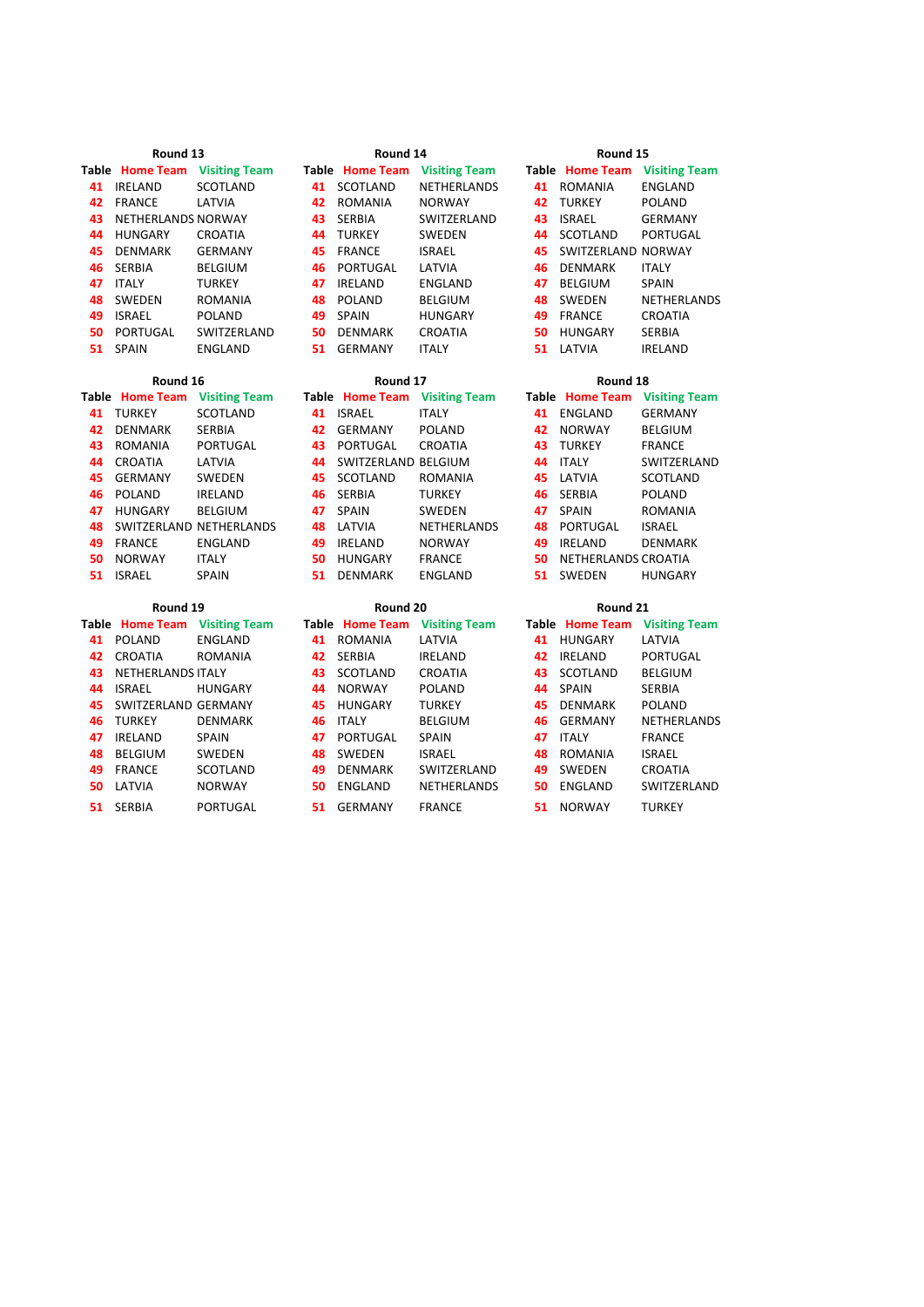### Round 13

| Table | Home Team | Visiting Team |
|---|---|---|
| 41 | IRELAND | SCOTLAND |
| 42 | FRANCE | LATVIA |
| 43 | NETHERLANDS | NORWAY |
| 44 | HUNGARY | CROATIA |
| 45 | DENMARK | GERMANY |
| 46 | SERBIA | BELGIUM |
| 47 | ITALY | TURKEY |
| 48 | SWEDEN | ROMANIA |
| 49 | ISRAEL | POLAND |
| 50 | PORTUGAL | SWITZERLAND |
| 51 | SPAIN | ENGLAND |

### Round 14

| Table | Home Team | Visiting Team |
|---|---|---|
| 41 | SCOTLAND | NETHERLANDS |
| 42 | ROMANIA | NORWAY |
| 43 | SERBIA | SWITZERLAND |
| 44 | TURKEY | SWEDEN |
| 45 | FRANCE | ISRAEL |
| 46 | PORTUGAL | LATVIA |
| 47 | IRELAND | ENGLAND |
| 48 | POLAND | BELGIUM |
| 49 | SPAIN | HUNGARY |
| 50 | DENMARK | CROATIA |
| 51 | GERMANY | ITALY |

### Round 15

| Table | Home Team | Visiting Team |
|---|---|---|
| 41 | ROMANIA | ENGLAND |
| 42 | TURKEY | POLAND |
| 43 | ISRAEL | GERMANY |
| 44 | SCOTLAND | PORTUGAL |
| 45 | SWITZERLAND | NORWAY |
| 46 | DENMARK | ITALY |
| 47 | BELGIUM | SPAIN |
| 48 | SWEDEN | NETHERLANDS |
| 49 | FRANCE | CROATIA |
| 50 | HUNGARY | SERBIA |
| 51 | LATVIA | IRELAND |

### Round 16

| Table | Home Team | Visiting Team |
|---|---|---|
| 41 | TURKEY | SCOTLAND |
| 42 | DENMARK | SERBIA |
| 43 | ROMANIA | PORTUGAL |
| 44 | CROATIA | LATVIA |
| 45 | GERMANY | SWEDEN |
| 46 | POLAND | IRELAND |
| 47 | HUNGARY | BELGIUM |
| 48 | SWITZERLAND | NETHERLANDS |
| 49 | FRANCE | ENGLAND |
| 50 | NORWAY | ITALY |
| 51 | ISRAEL | SPAIN |

### Round 17

| Table | Home Team | Visiting Team |
|---|---|---|
| 41 | ISRAEL | ITALY |
| 42 | GERMANY | POLAND |
| 43 | PORTUGAL | CROATIA |
| 44 | SWITZERLAND | BELGIUM |
| 45 | SCOTLAND | ROMANIA |
| 46 | SERBIA | TURKEY |
| 47 | SPAIN | SWEDEN |
| 48 | LATVIA | NETHERLANDS |
| 49 | IRELAND | NORWAY |
| 50 | HUNGARY | FRANCE |
| 51 | DENMARK | ENGLAND |

### Round 18

| Table | Home Team | Visiting Team |
|---|---|---|
| 41 | ENGLAND | GERMANY |
| 42 | NORWAY | BELGIUM |
| 43 | TURKEY | FRANCE |
| 44 | ITALY | SWITZERLAND |
| 45 | LATVIA | SCOTLAND |
| 46 | SERBIA | POLAND |
| 47 | SPAIN | ROMANIA |
| 48 | PORTUGAL | ISRAEL |
| 49 | IRELAND | DENMARK |
| 50 | NETHERLANDS | CROATIA |
| 51 | SWEDEN | HUNGARY |

### Round 19

| Table | Home Team | Visiting Team |
|---|---|---|
| 41 | POLAND | ENGLAND |
| 42 | CROATIA | ROMANIA |
| 43 | NETHERLANDS | ITALY |
| 44 | ISRAEL | HUNGARY |
| 45 | SWITZERLAND | GERMANY |
| 46 | TURKEY | DENMARK |
| 47 | IRELAND | SPAIN |
| 48 | BELGIUM | SWEDEN |
| 49 | FRANCE | SCOTLAND |
| 50 | LATVIA | NORWAY |
| 51 | SERBIA | PORTUGAL |

### Round 20

| Table | Home Team | Visiting Team |
|---|---|---|
| 41 | ROMANIA | LATVIA |
| 42 | SERBIA | IRELAND |
| 43 | SCOTLAND | CROATIA |
| 44 | NORWAY | POLAND |
| 45 | HUNGARY | TURKEY |
| 46 | ITALY | BELGIUM |
| 47 | PORTUGAL | SPAIN |
| 48 | SWEDEN | ISRAEL |
| 49 | DENMARK | SWITZERLAND |
| 50 | ENGLAND | NETHERLANDS |
| 51 | GERMANY | FRANCE |

### Round 21

| Table | Home Team | Visiting Team |
|---|---|---|
| 41 | HUNGARY | LATVIA |
| 42 | IRELAND | PORTUGAL |
| 43 | SCOTLAND | BELGIUM |
| 44 | SPAIN | SERBIA |
| 45 | DENMARK | POLAND |
| 46 | GERMANY | NETHERLANDS |
| 47 | ITALY | FRANCE |
| 48 | ROMANIA | ISRAEL |
| 49 | SWEDEN | CROATIA |
| 50 | ENGLAND | SWITZERLAND |
| 51 | NORWAY | TURKEY |